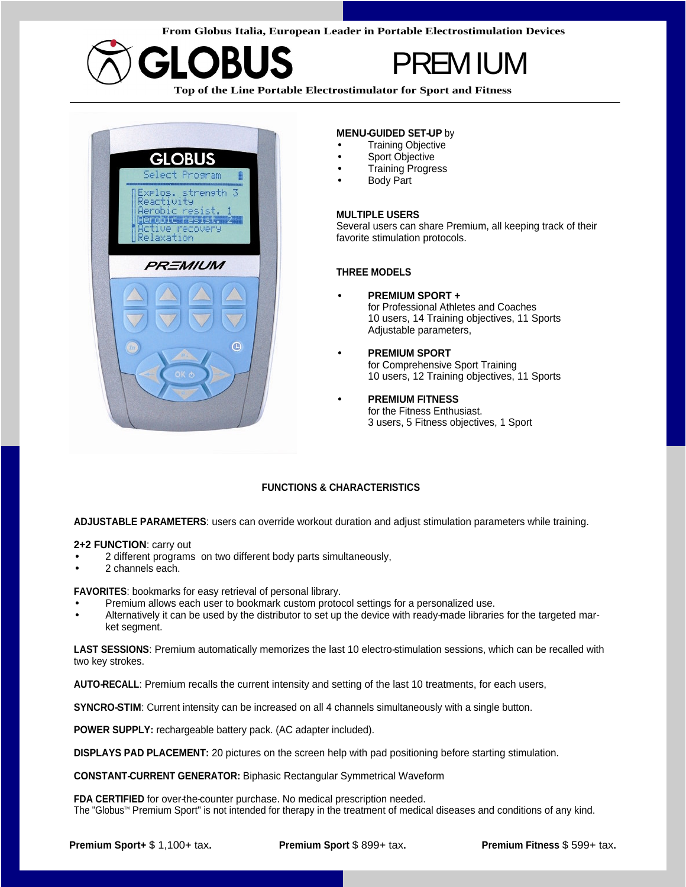From Globus Italia, European Leader in Portable Electrostimulation Devices

# GLOBUS PREMIUM

**Top of the Line Portable Electrostimulator for Sport and Fitness**

**MENU-GUIDED SET-UP** by

- Training Objective
- Sport Objective
- Training Progress
- Body Part

**MULTIPLE USERS**
Several users can share Premium, all keeping track of their favorite stimulation protocols.

**THREE MODELS**

- **PREMIUM SPORT +**
  for Professional Athletes and Coaches
  10 users, 14 Training objectives, 11 Sports
  Adjustable parameters,
- **PREMIUM SPORT**
  for Comprehensive Sport Training
  10 users, 12 Training objectives, 11 Sports
- **PREMIUM FITNESS**
  for the Fitness Enthusiast.
  3 users, 5 Fitness objectives, 1 Sport

## FUNCTIONS & CHARACTERISTICS

**ADJUSTABLE PARAMETERS**: users can override workout duration and adjust stimulation parameters while training.

**2+2 FUNCTION**: carry out

- 2 different programs on two different body parts simultaneously,
- 2 channels each.

**FAVORITES**: bookmarks for easy retrieval of personal library.

- Premium allows each user to bookmark custom protocol settings for a personalized use.
- Alternatively it can be used by the distributor to set up the device with ready-made libraries for the targeted market segment.

**LAST SESSIONS**: Premium automatically memorizes the last 10 electro-stimulation sessions, which can be recalled with two key strokes.

**AUTO-RECALL**: Premium recalls the current intensity and setting of the last 10 treatments, for each users,

**SYNCRO-STIM**: Current intensity can be increased on all 4 channels simultaneously with a single button.

**POWER SUPPLY:** rechargeable battery pack. (AC adapter included).

**DISPLAYS PAD PLACEMENT:** 20 pictures on the screen help with pad positioning before starting stimulation.

**CONSTANT-CURRENT GENERATOR:** Biphasic Rectangular Symmetrical Waveform

**FDA CERTIFIED** for over-the-counter purchase. No medical prescription needed.
The "Globus™ Premium Sport" is not intended for therapy in the treatment of medical diseases and conditions of any kind.

**Premium Sport+** $ 1,100+ tax**.** **Premium Sport** $ 899+ tax**.** **Premium Fitness** $ 599+ tax**.**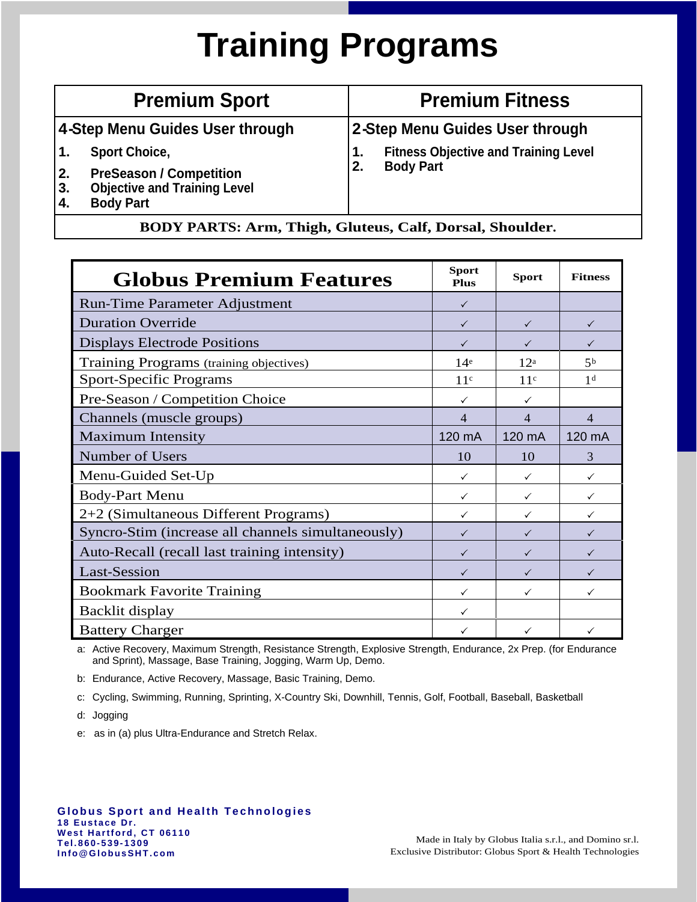# Training Programs

| Premium Sport | Premium Fitness |
|---|---|
| **4-Step Menu Guides User through**<br>1. Sport Choice,<br>2. PreSeason / Competition<br>3. Objective and Training Level<br>4. Body Part | **2-Step Menu Guides User through**<br>1. Fitness Objective and Training Level<br>2. Body Part |
| **BODY PARTS: Arm, Thigh, Gluteus, Calf, Dorsal, Shoulder.** | |

| Globus Premium Features | Sport Plus | Sport | Fitness |
|---|---|---|---|
| Run-Time Parameter Adjustment | ✓ | | |
| Duration Override | ✓ | ✓ | ✓ |
| Displays Electrode Positions | ✓ | ✓ | ✓ |
| Training Programs (training objectives) | 14[e] | 12[a] | 5[b] |
| Sport-Specific Programs | 11[c] | 11[c] | 1[d] |
| Pre-Season / Competition Choice | ✓ | ✓ | |
| Channels (muscle groups) | 4 | 4 | 4 |
| Maximum Intensity | 120 mA | 120 mA | 120 mA |
| Number of Users | 10 | 10 | 3 |
| Menu-Guided Set-Up | ✓ | ✓ | ✓ |
| Body-Part Menu | ✓ | ✓ | ✓ |
| 2+2 (Simultaneous Different Programs) | ✓ | ✓ | ✓ |
| Syncro-Stim (increase all channels simultaneously) | ✓ | ✓ | ✓ |
| Auto-Recall (recall last training intensity) | ✓ | ✓ | ✓ |
| Last-Session | ✓ | ✓ | ✓ |
| Bookmark Favorite Training | ✓ | ✓ | ✓ |
| Backlit display | ✓ | | |
| Battery Charger | ✓ | ✓ | ✓ |

a: Active Recovery, Maximum Strength, Resistance Strength, Explosive Strength, Endurance, 2x Prep. (for Endurance and Sprint), Massage, Base Training, Jogging, Warm Up, Demo.

b: Endurance, Active Recovery, Massage, Basic Training, Demo.

c: Cycling, Swimming, Running, Sprinting, X-Country Ski, Downhill, Tennis, Golf, Football, Baseball, Basketball

d: Jogging

e: as in (a) plus Ultra-Endurance and Stretch Relax.

**Globus Sport and Health Technologies**
**18 Eustace Dr.**
**West Hartford, CT 06110**
**Tel.860-539-1309**
**Info@GlobusSHT.com**

Made in Italy by Globus Italia s.r.l., and Domino sr.l.
Exclusive Distributor: Globus Sport & Health Technologies